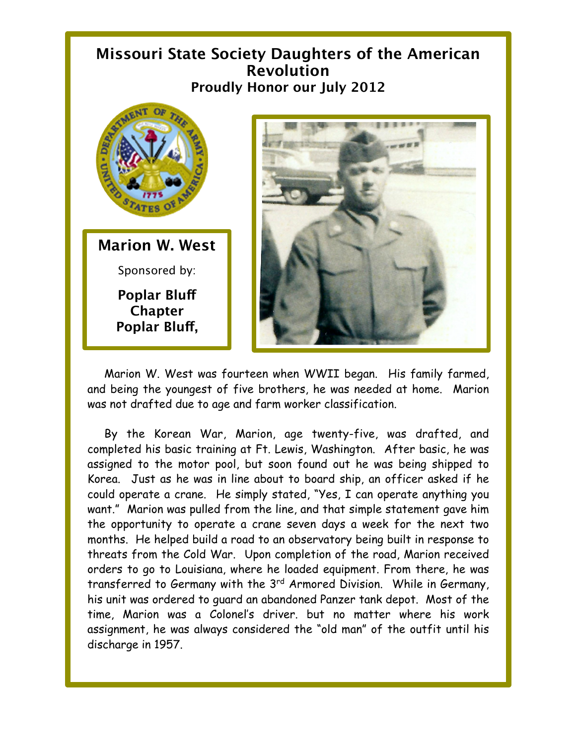# Missouri State Society Daughters of the American Revolution

## Proudly Honor our July 2012

### Marion W. West

Sponsored by:

**Poplar Bluff Chapter**
**Poplar Bluff,**

Marion W. West was fourteen when WWII began. His family farmed, and being the youngest of five brothers, he was needed at home. Marion was not drafted due to age and farm worker classification.

By the Korean War, Marion, age twenty-five, was drafted, and completed his basic training at Ft. Lewis, Washington. After basic, he was assigned to the motor pool, but soon found out he was being shipped to Korea. Just as he was in line about to board ship, an officer asked if he could operate a crane. He simply stated, "Yes, I can operate anything you want." Marion was pulled from the line, and that simple statement gave him the opportunity to operate a crane seven days a week for the next two months. He helped build a road to an observatory being built in response to threats from the Cold War. Upon completion of the road, Marion received orders to go to Louisiana, where he loaded equipment. From there, he was transferred to Germany with the 3rd Armored Division. While in Germany, his unit was ordered to guard an abandoned Panzer tank depot. Most of the time, Marion was a Colonel's driver. but no matter where his work assignment, he was always considered the "old man" of the outfit until his discharge in 1957.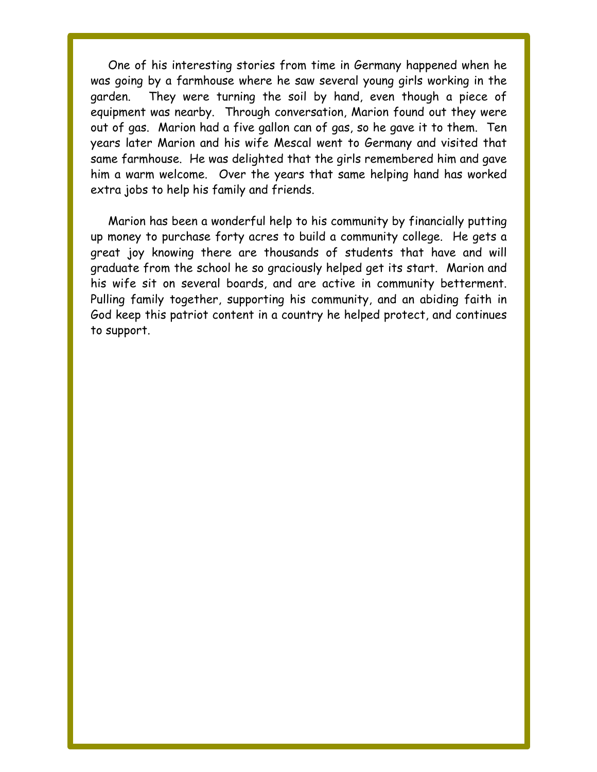One of his interesting stories from time in Germany happened when he was going by a farmhouse where he saw several young girls working in the garden. They were turning the soil by hand, even though a piece of equipment was nearby. Through conversation, Marion found out they were out of gas. Marion had a five gallon can of gas, so he gave it to them. Ten years later Marion and his wife Mescal went to Germany and visited that same farmhouse. He was delighted that the girls remembered him and gave him a warm welcome. Over the years that same helping hand has worked extra jobs to help his family and friends.

Marion has been a wonderful help to his community by financially putting up money to purchase forty acres to build a community college. He gets a great joy knowing there are thousands of students that have and will graduate from the school he so graciously helped get its start. Marion and his wife sit on several boards, and are active in community betterment. Pulling family together, supporting his community, and an abiding faith in God keep this patriot content in a country he helped protect, and continues to support.